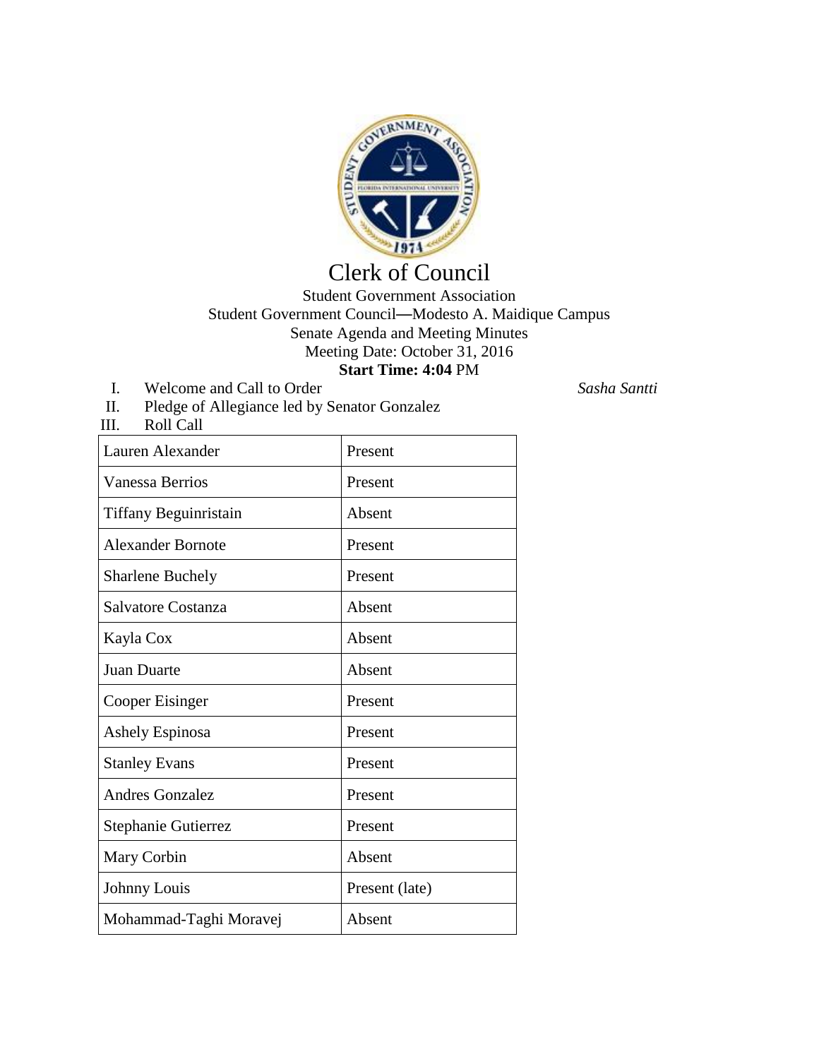# Clerk of Council

Student Government Association
Student Government Council—Modesto A. Maidique Campus
Senate Agenda and Meeting Minutes
Meeting Date: October 31, 2016
**Start Time: 4:04** PM

I. Welcome and Call to Order *Sasha Santti*

II. Pledge of Allegiance led by Senator Gonzalez

III. Roll Call

| | |
|---|---|
| Lauren Alexander | Present |
| Vanessa Berrios | Present |
| Tiffany Beguinristain | Absent |
| Alexander Bornote | Present |
| Sharlene Buchely | Present |
| Salvatore Costanza | Absent |
| Kayla Cox | Absent |
| Juan Duarte | Absent |
| Cooper Eisinger | Present |
| Ashely Espinosa | Present |
| Stanley Evans | Present |
| Andres Gonzalez | Present |
| Stephanie Gutierrez | Present |
| Mary Corbin | Absent |
| Johnny Louis | Present (late) |
| Mohammad-Taghi Moravej | Absent |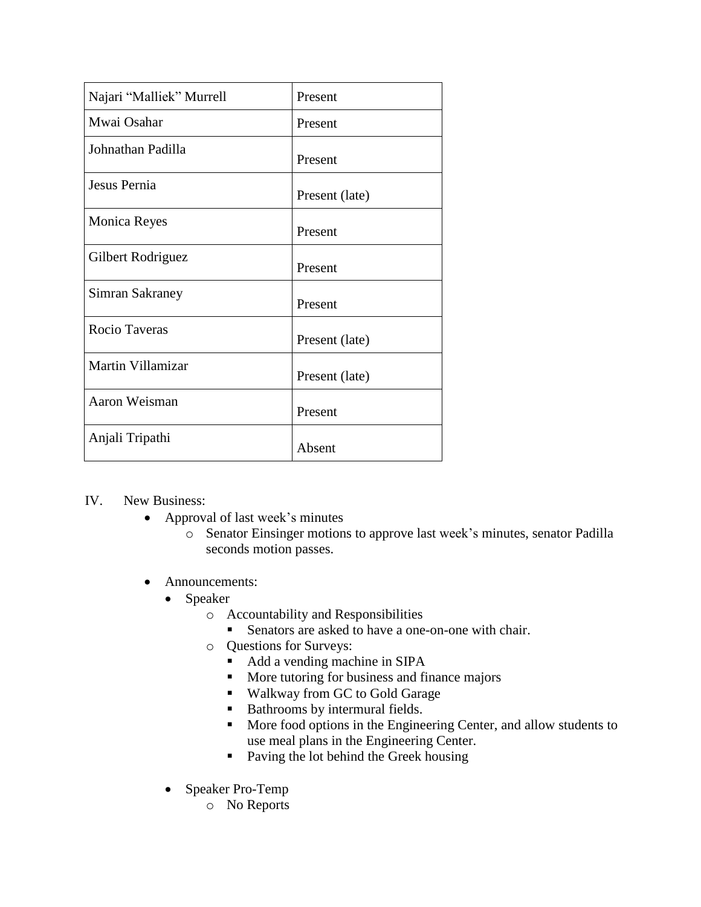| Najari "Malliek" Murrell | Present |
|---|---|
| Mwai Osahar | Present |
| Johnathan Padilla | Present |
| Jesus Pernia | Present (late) |
| Monica Reyes | Present |
| Gilbert Rodriguez | Present |
| Simran Sakraney | Present |
| Rocio Taveras | Present (late) |
| Martin Villamizar | Present (late) |
| Aaron Weisman | Present |
| Anjali Tripathi | Absent |

IV. New Business:

- Approval of last week's minutes
  - Senator Einsinger motions to approve last week's minutes, senator Padilla seconds motion passes.

- Announcements:
  - Speaker
    - Accountability and Responsibilities
      - Senators are asked to have a one-on-one with chair.
    - Questions for Surveys:
      - Add a vending machine in SIPA
      - More tutoring for business and finance majors
      - Walkway from GC to Gold Garage
      - Bathrooms by intermural fields.
      - More food options in the Engineering Center, and allow students to use meal plans in the Engineering Center.
      - Paving the lot behind the Greek housing

  - Speaker Pro-Temp
    - No Reports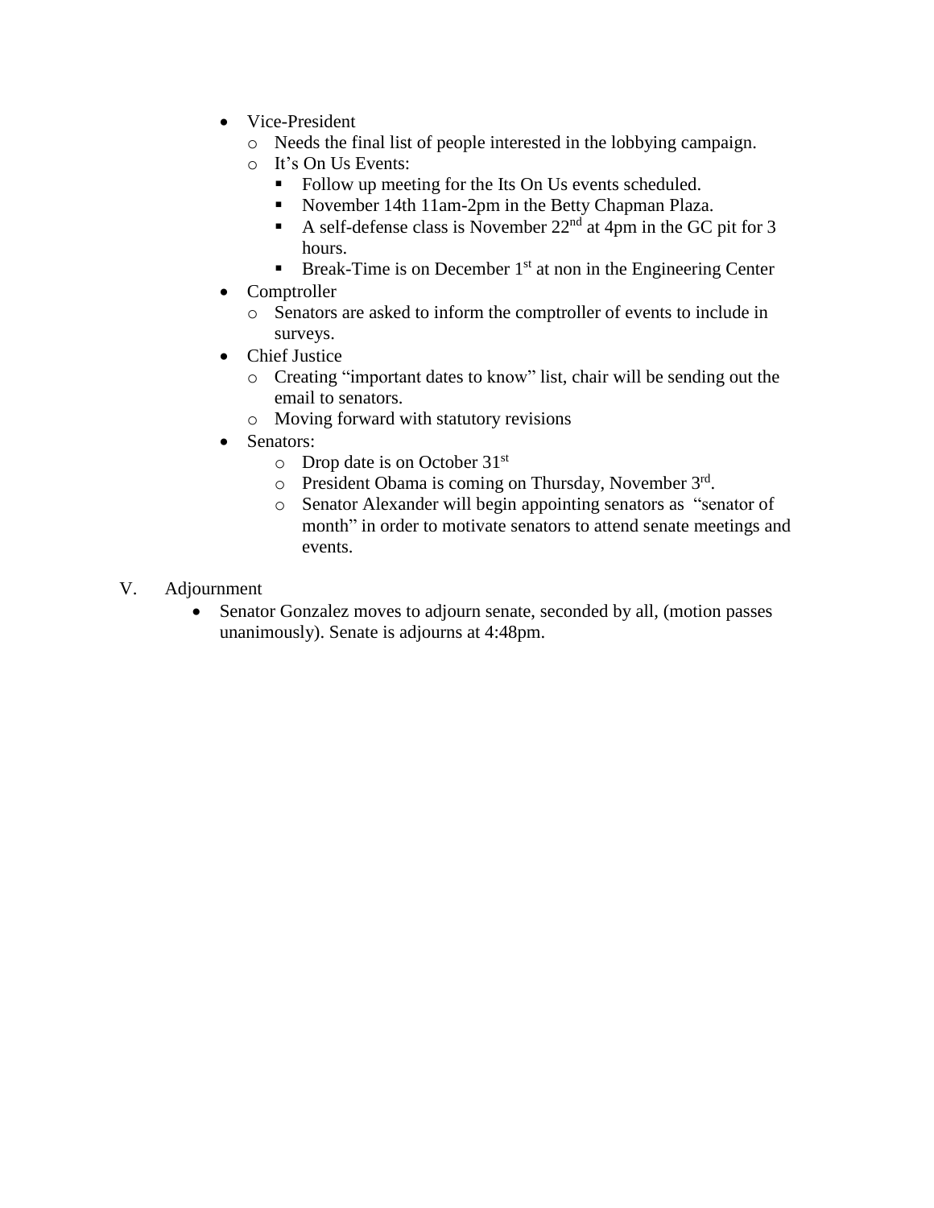- Vice-President
  - Needs the final list of people interested in the lobbying campaign.
  - It's On Us Events:
    - Follow up meeting for the Its On Us events scheduled.
    - November 14th 11am-2pm in the Betty Chapman Plaza.
    - A self-defense class is November 22nd at 4pm in the GC pit for 3 hours.
    - Break-Time is on December 1st at non in the Engineering Center
- Comptroller
  - Senators are asked to inform the comptroller of events to include in surveys.
- Chief Justice
  - Creating "important dates to know" list, chair will be sending out the email to senators.
  - Moving forward with statutory revisions
- Senators:
  - Drop date is on October 31st
  - President Obama is coming on Thursday, November 3rd.
  - Senator Alexander will begin appointing senators as "senator of month" in order to motivate senators to attend senate meetings and events.

V. Adjournment

- Senator Gonzalez moves to adjourn senate, seconded by all, (motion passes unanimously). Senate is adjourns at 4:48pm.